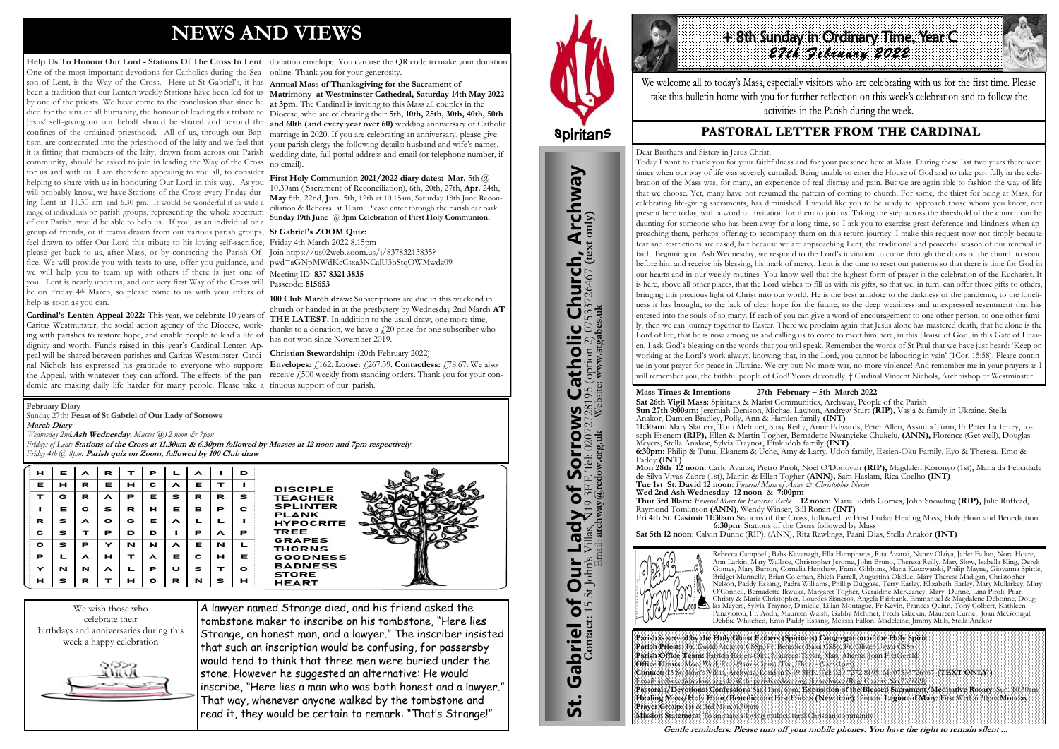# NEWS AND VIEWS

**Help Us To Honour Our Lord - Stations Of The Cross In Lent**

One of the most important devotions for Catholics during the Season of Lent, is the Way of the Cross. Here at St Gabriel's, it has been a tradition that our Lenten weekly Stations have been led for us by one of the priests. We have come to the conclusion that since he died for the sins of all humanity, the honour of leading this tribute to Jesus' self-giving on our behalf should be shared and beyond the confines of the ordained priesthood. All of us, through our Baptism, are consecrated into the priesthood of the laity and we feel that it is fitting that members of the laity, drawn from across our Parish community, should be asked to join in leading the Way of the Cross for us and with us. I am therefore appealing to you all, to consider helping to share with us in honouring Our Lord in this way. As you will probably know, we have Stations of the Cross every Friday during Lent at 11.30 am and 6.30 pm. It would be wonderful if as wide a range of individuals or parish groups, representing the whole spectrum of our Parish, would be able to help us. If you, as an individual or a group of friends, or if teams drawn from our various parish groups, feel drawn to offer Our Lord this tribute to his loving self-sacrifice, please get back to us, after Mass, or by contacting the Parish Office. We will provide you with texts to use, offer you guidance, and we will help you to team up with others if there is just one of you. Lent is nearly upon us, and our very first Way of the Cross will be on Friday 4th March, so please come to us with your offers of help as soon as you can.

**Cardinal's Lenten Appeal 2022:** This year, we celebrate 10 years of Caritas Westminster, the social action agency of the Diocese, working with parishes to restore hope, and enable people to lead a life of dignity and worth. Funds raised in this year's Cardinal Lenten Appeal will be shared between parishes and Caritas Westminster. Cardinal Nichols has expressed his gratitude to everyone who supports the Appeal, with whatever they can afford. The effects of the pandemic are making daily life harder for many people. Please take a donation envelope. You can use the QR code to make your donation online. Thank you for your generosity.

**Annual Mass of Thanksgiving for the Sacrament of Matrimony at Westminster Cathedral, Saturday 14th May 2022 at 3pm.** The Cardinal is inviting to this Mass all couples in the Diocese, who are celebrating their **5th, 10th, 25th, 30th, 40th, 50th and 60th (and every year over 60)** wedding anniversary of Catholic marriage in 2020. If you are celebrating an anniversary, please give your parish clergy the following details: husband and wife's names, wedding date, full postal address and email (or telephone number, if no email).

**First Holy Communion 2021/2022 diary dates: Mar.** 5th @ 10.30am ( Sacrament of Reconciliation), 6th, 20th, 27th, **Apr.** 24th, **May** 8th, 22nd, **Jun.** 5th, 12th at 10.15am, Saturday 18th June Reconciliation & Rehersal at 10am. Please enter through the parish car park. **Sunday 19th June @ 3pm Celebration of First Holy Communion.**

**St Gabriel's ZOOM Quiz:**
Friday 4th March 2022 8.15pm
Join https://us02web.zoom.us/j/83783213835?pwd=aGNpMWdKcCsxa3NCalU3bStqOWMwdz09
Meeting ID: **837 8321 3835**
Passcode: **815653**

**100 Club March draw:** Subscriptions are due in this weekend in church or handed in at the presbytery by Wednesday 2nd March **AT THE LATEST.** In addition to the usual draw, one more time, thanks to a donation, we have a £20 prize for one subscriber who has not won since November 2019.

**Christian Stewardship:** (20th February 2022)
**Envelopes:** £162. **Loose:** £267.39. **Contactless:** £78.67. We also receive £500 weekly from standing orders. Thank you for your continuous support of our parish.

**February Diary**
Sunday 27th: **Feast of St Gabriel of Our Lady of Sorrows**
***March Diary***
*Wednesday 2nd.**Ash Wednesday.** Masses @12 noon & 7pm:*
*Fridays of Lent: **Stations of the Cross at 11.30am & 6.30pm followed by Masses at 12 noon and 7pm respectively**.*
*Friday 4th @ 8pm: **Parish quiz on Zoom, followed by 100 Club draw***

| H | E | A | R | T | P | L | A | I | D |
|---|---|---|---|---|---|---|---|---|---|
| E | H | R | E | H | C | A | E | T | I |
| T | G | R | A | P | E | S | R | R | S |
| I | E | O | S | R | H | E | B | P | C |
| R | S | A | O | G | E | A | L | L | I |
| C | S | T | P | D | D | I | P | A | P |
| O | S | P | Y | N | N | A | E | N | L |
| P | L | A | H | T | A | E | C | H | E |
| Y | N | N | A | L | P | U | S | T | O |
| H | S | R | T | H | O | R | N | S | H |

DISCIPLE
TEACHER
SPLINTER
PLANK
HYPOCRITE
TREE
GRAPES
THORNS
GOODNESS
BADNESS
STORE
HEART

We wish those who celebrate their birthdays and anniversaries during this week a happy celebration

A lawyer named Strange died, and his friend asked the tombstone maker to inscribe on his tombstone, "Here lies Strange, an honest man, and a lawyer." The inscriber insisted that such an inscription would be confusing, for passersby would tend to think that three men were buried under the stone. However he suggested an alternative: He would inscribe, "Here lies a man who was both honest and a lawyer." That way, whenever anyone walked by the tombstone and read it, they would be certain to remark: "That's Strange!"

Spiritans

**St. Gabriel of Our Lady of Sorrows Catholic Church, Archway**
**Contact:** 15 St John's Villas, N19 3EE Tel: 02072728195 (option 2) 07533726467 **(text only)**
Email: **archway@rcdow.org.uk** Website: **www.stgabes.uk**

# + 8th Sunday in Ordinary Time, Year C
## *27th February 2022*

We welcome all to today's Mass, especially visitors who are celebrating with us for the first time. Please take this bulletin home with you for further reflection on this week's celebration and to follow the activities in the Parish during the week.

## PASTORAL LETTER FROM THE CARDINAL

Dear Brothers and Sisters in Jesus Christ,

Today I want to thank you for your faithfulness and for your presence here at Mass. During these last two years there were times when our way of life was severely curtailed. Being unable to enter the House of God and to take part fully in the celebration of the Mass was, for many, an experience of real dismay and pain. But we are again able to fashion the way of life that we choose. Yet, many have not resumed the pattern of coming to church. For some, the thirst for being at Mass, for celebrating life-giving sacraments, has diminished. I would like you to be ready to approach those whom you know, not present here today, with a word of invitation for them to join us. Taking the step across the threshold of the church can be daunting for someone who has been away for a long time, so I ask you to exercise great deference and kindness when approaching them, perhaps offering to accompany them on this return journey. I make this request now not simply because fear and restrictions are eased, but because we are approaching Lent, the traditional and powerful season of our renewal in faith. Beginning on Ash Wednesday, we respond to the Lord's invitation to come through the doors of the church to stand before him and receive his blessing, his mark of mercy. Lent is the time to reset our patterns so that there is time for God in our hearts and in our weekly routines. You know well that the highest form of prayer is the celebration of the Eucharist. It is here, above all other places, that the Lord wishes to fill us with his gifts, so that we, in turn, can offer those gifts to others, bringing this precious light of Christ into our world. He is the best antidote to the darkness of the pandemic, to the loneliness it has brought, to the lack of clear hope for the future, to the deep weariness and unexpressed resentment that has entered into the souls of so many. If each of you can give a word of encouragement to one other person, to one other family, then we can journey together to Easter. There we proclaim again that Jesus alone has mastered death, that he alone is the Lord of life, that he is now among us and calling us to come to meet him here, in this House of God, in this Gate of Heaven. I ask God's blessing on the words that you will speak. Remember the words of St Paul that we have just heard: 'Keep on working at the Lord's work always, knowing that, in the Lord, you cannot be labouring in vain' (1Cor. 15:58). Please continue in your prayer for peace in Ukraine. We cry out: No more war, no more violence! And remember me in your prayers as I will remember you, the faithful people of God! Yours devotedly, † Cardinal Vincent Nichols, Archbishop of Westminster

**Mass Times & Intentions 27th February – 5th March 2022**

**Sat 26th Vigil Mass:** Spiritans & Marist Communities, Archway, People of the Parish
**Sun 27th 9:00am:** Jeremiah Denison, Michael Lawton, Andrew Sturt **(RIP),** Vasja & family in Ukraine, Stella Anakor, Damien Bradley, Polly, Ann & Hamlen family **(INT)**
**11:30am:** Mary Slattery, Tom Mehmet, Shay Reilly, Anne Edwards, Peter Allen, Assunta Turin, Fr Peter Laffertey, Joseph Esenem **(RIP),** Ellen & Martin Togher, Bernadette Nwanyieke Chukelu, **(ANN),** Florence (Get well), Douglas Meyers, Stella Anakor, Sylvia Traynor, Etukudoh family **(INT)**
**6:30pm:** Philip & Tunu, Ekanem & Uche, Amy & Larry, Udoh family, Essien-Oku Family, Eyo & Theresa, Emo & Paddy **(INT)**
**Mon 28th 12 noon:** Carlo Avanzi, Pietro Piroli, Noel O'Donovan **(RIP),** Magdalen Koronyo (1st), Maria da Felicidade de Silva Vivas Zanre (1st), Martin & Ellen Togher **(ANN),** Sam Haslam, Rica Coelho **(INT)**
**Tue 1st St. David 12 noon**: *Funeral Mass of Anne & Christopher Nevin*
**Wed 2nd Ash Wednesday 12 noon** & **7:00pm**
**Thur 3rd 10am:** *Funeral Mass for Encarna Reche* **12 noon:** Maria Judith Gomes, John Snowling **(RIP),** Julie Ruffead, Raymond Tomlinson **(ANN)**, Wendy Winser, Bill Ronan **(INT)**
**Fri 4th St. Casimir 11:30am** Stations of the Cross, followed by First Friday Healing Mass, Holy Hour and Benediction
**6:30pm**: Stations of the Cross followed by Mass
**Sat 5th 12 noon**: Calvin Dunne (RIP), (ANN), Rita Rawlings, Paani Dias, Stella Anakor **(INT)**

Please Pray For...

Rebecca Campbell, Babs Kavanagh, Ella Humphreys, Rita Avanzi, Nancy Olaiya, Jarlet Fallon, Nora Hoare, Ann Larkin, Mary Wallace, Christopher Jerome, John Bruno, Theresa Reilly, Mary Slow, Isabella King, Derek Gomes, Mary Burton, Cornelia Henshaw, Frank Gibbons, Maria Kuozwatski, Philip Mayne, Giovanna Spittle, Bridget Munnelly, Brian Coleman, Shiela Farrell, Augustina Okelue, Mary Theresa Madigan, Christopher Nelson, Paddy Essang, Padra Williams, Phillip Duggase, Terry Earley, Elizabeth Earley, Mary Mullarkey, Mary O'Connell, Bernadette Ikwuka, Margaret Togher, Geraldine McKeaney, Mary Dunne, Lina Piroli, Pilar, Christy & Maria Christopher, Lourdes Sisneros, Angela Fairbank, Emmanuel & Magdalene Debonne, Douglas Meyers, Sylvia Traynor, Danielle, Lilian Montague, Fr Kevin, Frances Quinn, Tony Colbert, Kathleen Panayiotou, Fr. Aodh, Maureen Walsh, Gabby Mehmet, Freda Glackin, Maureen Currie, Joan McGonigal, Debbie Whitehed, Emo Paddy Essang, Melissa Fallon, Madeleine, Jimmy Mills, Stella Anakor

**Parish is served by the Holy Ghost Fathers (Spiritans) Congregation of the Holy Spirit**
**Parish Priests:** Fr. David Atuanya CSSp, Fr. Benedict Baka CSSp, Fr. Oliver Ugwu CSSp
**Parish Office Team:** Patricia Essien-Oku, Maureen Tayler, Mary Aherne, Joan FitzGerald
**Office Hours:** Mon, Wed, Fri. -(9am – 3pm). Tue, Thur. - (9am-1pm)
**Contact:** 15 St. John's Villas, Archway, London N19 3EE. Tel: 020 7272 8195. M: 07533726467 **(TEXT ONLY )**
Email: archway@rcdow.org.uk Web: parish.rcdow.org.uk/archway (Reg. Charity No 233699)
**Pastorals/Devotions: Confessions** Sat 11am, 6pm, **Exposition of the Blessed Sacrament/Meditative Rosary**: Sun. 10.30am
**Healing Mass/Holy Hour/Benediction:** First Fridays **(New time)** 12noon **Legion of Mary:** First Wed. 6.30pm **Monday Prayer Group**: 1st & 3rd Mon. 6.30pm
**Mission Statement:** To animate a loving multicultural Christian community

***Gentle reminders: Please turn off your mobile phones. You have the right to remain silent ...***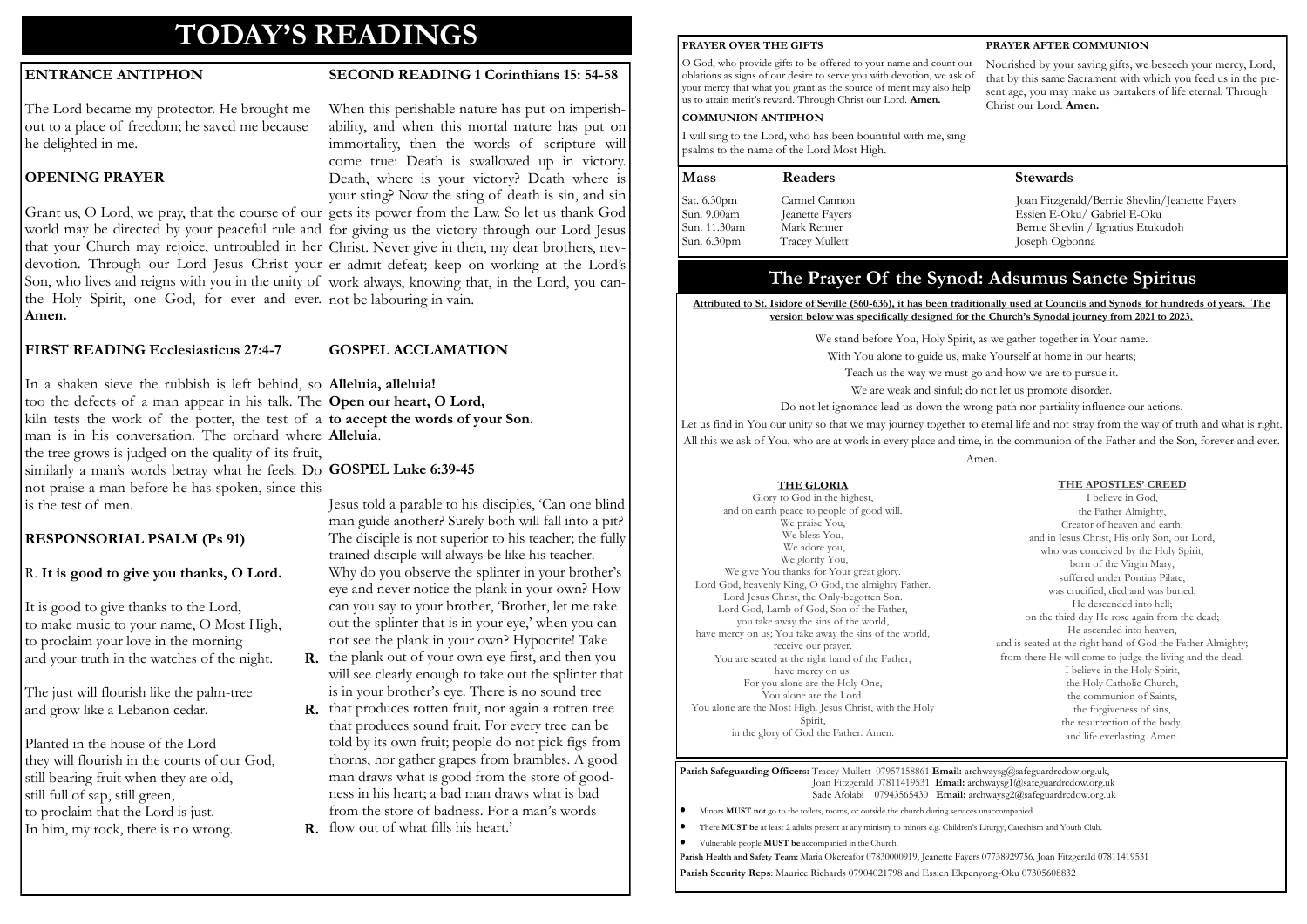# TODAY'S READINGS

## ENTRANCE ANTIPHON

The Lord became my protector. He brought me out to a place of freedom; he saved me because he delighted in me.

## OPENING PRAYER

Grant us, O Lord, we pray, that the course of our world may be directed by your peaceful rule and that your Church may rejoice, untroubled in her devotion. Through our Lord Jesus Christ your Son, who lives and reigns with you in the unity of the Holy Spirit, one God, for ever and ever. **Amen.**

## FIRST READING Ecclesiasticus 27:4-7

In a shaken sieve the rubbish is left behind, so too the defects of a man appear in his talk. The kiln tests the work of the potter, the test of a man is in his conversation. The orchard where the tree grows is judged on the quality of its fruit, similarly a man's words betray what he feels. Do not praise a man before he has spoken, since this is the test of men.

## RESPONSORIAL PSALM (Ps 91)

R. **It is good to give you thanks, O Lord.**

It is good to give thanks to the Lord,
to make music to your name, O Most High,
to proclaim your love in the morning
and your truth in the watches of the night. **R.**

The just will flourish like the palm-tree
and grow like a Lebanon cedar. **R.**

Planted in the house of the Lord
they will flourish in the courts of our God,
still bearing fruit when they are old,
still full of sap, still green,
to proclaim that the Lord is just.
In him, my rock, there is no wrong. **R.**

## SECOND READING 1 Corinthians 15: 54-58

When this perishable nature has put on imperishability, and when this mortal nature has put on immortality, then the words of scripture will come true: Death is swallowed up in victory. Death, where is your victory? Death where is your sting? Now the sting of death is sin, and sin gets its power from the Law. So let us thank God for giving us the victory through our Lord Jesus Christ. Never give in then, my dear brothers, never admit defeat; keep on working at the Lord's work always, knowing that, in the Lord, you cannot be labouring in vain.

## GOSPEL ACCLAMATION

**Alleluia, alleluia!**
**Open our heart, O Lord,**
**to accept the words of your Son.**
**Alleluia**.

## GOSPEL Luke 6:39-45

Jesus told a parable to his disciples, 'Can one blind man guide another? Surely both will fall into a pit? The disciple is not superior to his teacher; the fully trained disciple will always be like his teacher. Why do you observe the splinter in your brother's eye and never notice the plank in your own? How can you say to your brother, 'Brother, let me take out the splinter that is in your eye,' when you cannot see the plank in your own? Hypocrite! Take the plank out of your own eye first, and then you will see clearly enough to take out the splinter that is in your brother's eye. There is no sound tree that produces rotten fruit, nor again a rotten tree that produces sound fruit. For every tree can be told by its own fruit; people do not pick figs from thorns, nor gather grapes from brambles. A good man draws what is good from the store of goodness in his heart; a bad man draws what is bad from the store of badness. For a man's words flow out of what fills his heart.'

### PRAYER OVER THE GIFTS

O God, who provide gifts to be offered to your name and count our oblations as signs of our desire to serve you with devotion, we ask of your mercy that what you grant as the source of merit may also help us to attain merit's reward. Through Christ our Lord. **Amen.**

### COMMUNION ANTIPHON

I will sing to the Lord, who has been bountiful with me, sing psalms to the name of the Lord Most High.

### PRAYER AFTER COMMUNION

Nourished by your saving gifts, we beseech your mercy, Lord, that by this same Sacrament with which you feed us in the present age, you may make us partakers of life eternal. Through Christ our Lord. **Amen.**

| Mass | Readers | Stewards |
|---|---|---|
| Sat. 6.30pm | Carmel Cannon | Joan Fitzgerald/Bernie Shevlin/Jeanette Fayers |
| Sun. 9.00am | Jeanette Fayers | Essien E-Oku/ Gabriel E-Oku |
| Sun. 11.30am | Mark Renner | Bernie Shevlin / Ignatius Etukudoh |
| Sun. 6.30pm | Tracey Mullett | Joseph Ogbonna |

## The Prayer Of the Synod: Adsumus Sancte Spiritus

**Attributed to St. Isidore of Seville (560-636), it has been traditionally used at Councils and Synods for hundreds of years. The version below was specifically designed for the Church's Synodal journey from 2021 to 2023.**

We stand before You, Holy Spirit, as we gather together in Your name.
With You alone to guide us, make Yourself at home in our hearts;
Teach us the way we must go and how we are to pursue it.
We are weak and sinful; do not let us promote disorder.
Do not let ignorance lead us down the wrong path nor partiality influence our actions.
Let us find in You our unity so that we may journey together to eternal life and not stray from the way of truth and what is right.
All this we ask of You, who are at work in every place and time, in the communion of the Father and the Son, forever and ever.
Amen.

### THE GLORIA

Glory to God in the highest,
and on earth peace to people of good will.
We praise You,
We bless You,
We adore you,
We glorify You,
We give You thanks for Your great glory.
Lord God, heavenly King, O God, the almighty Father.
Lord Jesus Christ, the Only-begotten Son.
Lord God, Lamb of God, Son of the Father,
you take away the sins of the world,
have mercy on us; You take away the sins of the world,
receive our prayer.
You are seated at the right hand of the Father,
have mercy on us.
For you alone are the Holy One,
You alone are the Lord.
You alone are the Most High. Jesus Christ, with the Holy Spirit,
in the glory of God the Father. Amen.

### THE APOSTLES' CREED

I believe in God,
the Father Almighty,
Creator of heaven and earth,
and in Jesus Christ, His only Son, our Lord,
who was conceived by the Holy Spirit,
born of the Virgin Mary,
suffered under Pontius Pilate,
was crucified, died and was buried;
He descended into hell;
on the third day He rose again from the dead;
He ascended into heaven,
and is seated at the right hand of God the Father Almighty;
from there He will come to judge the living and the dead.
I believe in the Holy Spirit,
the Holy Catholic Church,
the communion of Saints,
the forgiveness of sins,
the resurrection of the body,
and life everlasting. Amen.

**Parish Safeguarding Officers:** Tracey Mullett 07957158861 **Email:** archwaysg@safeguardrcdow.org.uk,
Joan Fitzgerald 07811419531 **Email:** archwaysg1@safeguardrcdow.org.uk
Sade Afolabi 07943565430 **Email:** archwaysg2@safeguardrcdow.org.uk

- Minors **MUST not** go to the toilets, rooms, or outside the church during services unaccompanied.
- There **MUST be** at least 2 adults present at any ministry to minors e.g. Children's Liturgy, Catechism and Youth Club.
- Vulnerable people **MUST be** accompanied in the Church.

**Parish Health and Safety Team:** Maria Okereafor 07830000919, Jeanette Fayers 07738929756, Joan Fitzgerald 07811419531

**Parish Security Reps**: Maurice Richards 07904021798 and Essien Ekpenyong-Oku 07305608832